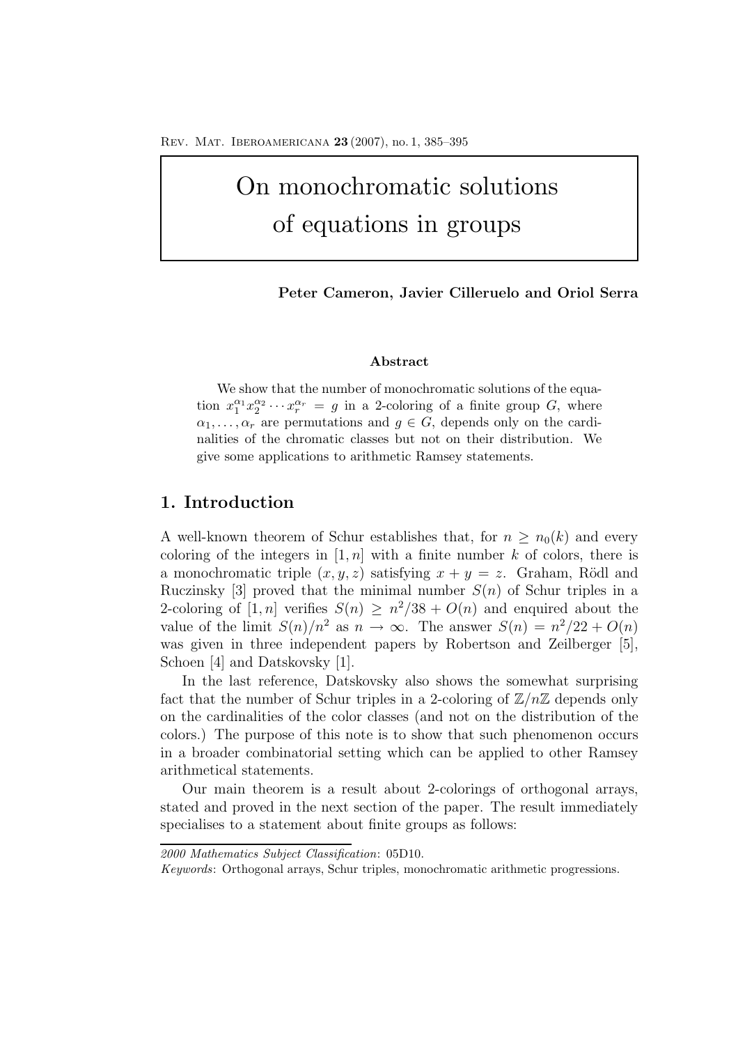# On monochromatic solutions of equations in groups

**Peter Cameron, Javier Cilleruelo and Oriol Serra**

### Abstract

We show that the number of monochromatic solutions of the equation $x_1^{\alpha_1} x_2^{\alpha_2} \cdots x_r^{\alpha_r} = g$ in a 2-coloring of a finite group $G$, where $\alpha_1, \ldots, \alpha_r$ are permutations and $g \in G$, depends only on the cardinalities of the chromatic classes but not on their distribution. We give some applications to arithmetic Ramsey statements.

## 1. Introduction

A well-known theorem of Schur establishes that, for $n \geq n_0(k)$ and every coloring of the integers in $[1, n]$ with a finite number $k$ of colors, there is a monochromatic triple $(x, y, z)$ satisfying $x + y = z$. Graham, Rödl and Ruczinsky [3] proved that the minimal number $S(n)$ of Schur triples in a 2-coloring of $[1, n]$ verifies $S(n) \geq n^2/38 + O(n)$ and enquired about the value of the limit $S(n)/n^2$ as $n \to \infty$. The answer $S(n) = n^2/22 + O(n)$ was given in three independent papers by Robertson and Zeilberger [5], Schoen [4] and Datskovsky [1].

In the last reference, Datskovsky also shows the somewhat surprising fact that the number of Schur triples in a 2-coloring of $\mathbb{Z}/n\mathbb{Z}$ depends only on the cardinalities of the color classes (and not on the distribution of the colors.) The purpose of this note is to show that such phenomenon occurs in a broader combinatorial setting which can be applied to other Ramsey arithmetical statements.

Our main theorem is a result about 2-colorings of orthogonal arrays, stated and proved in the next section of the paper. The result immediately specialises to a statement about finite groups as follows:

---

*2000 Mathematics Subject Classification*: 05D10.

*Keywords*: Orthogonal arrays, Schur triples, monochromatic arithmetic progressions.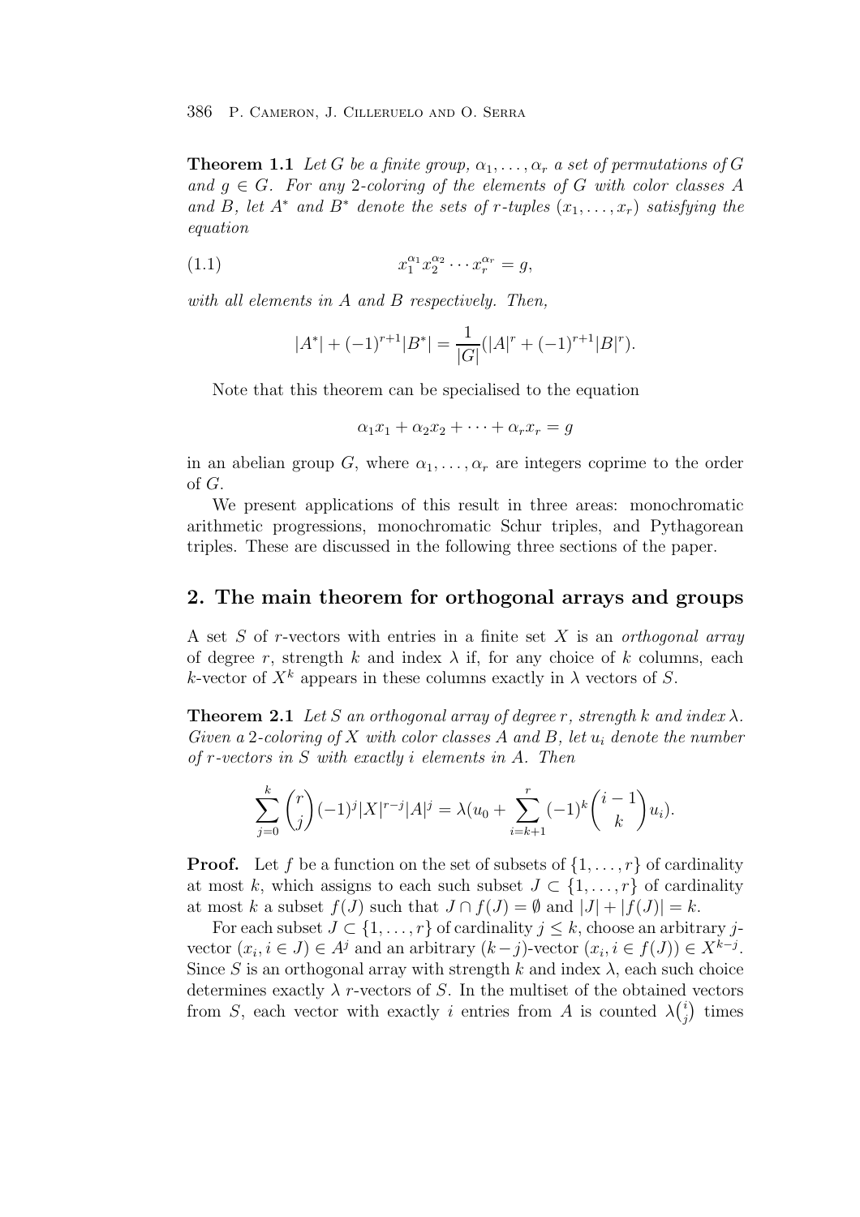**Theorem 1.1** *Let $G$ be a finite group, $\alpha_1, \dots, \alpha_r$ a set of permutations of $G$ and $g \in G$. For any 2-coloring of the elements of $G$ with color classes $A$ and $B$, let $A^*$ and $B^*$ denote the sets of $r$-tuples $(x_1, \dots, x_r)$ satisfying the equation*

$$x_1^{\alpha_1} x_2^{\alpha_2} \cdots x_r^{\alpha_r} = g, \tag{1.1}$$

*with all elements in $A$ and $B$ respectively. Then,*

$$|A^*| + (-1)^{r+1}|B^*| = \frac{1}{|G|}(|A|^r + (-1)^{r+1}|B|^r).$$

Note that this theorem can be specialised to the equation

$$\alpha_1 x_1 + \alpha_2 x_2 + \cdots + \alpha_r x_r = g$$

in an abelian group $G$, where $\alpha_1, \dots, \alpha_r$ are integers coprime to the order of $G$.

We present applications of this result in three areas: monochromatic arithmetic progressions, monochromatic Schur triples, and Pythagorean triples. These are discussed in the following three sections of the paper.

## 2. The main theorem for orthogonal arrays and groups

A set $S$ of $r$-vectors with entries in a finite set $X$ is an *orthogonal array* of degree $r$, strength $k$ and index $\lambda$ if, for any choice of $k$ columns, each $k$-vector of $X^k$ appears in these columns exactly in $\lambda$ vectors of $S$.

**Theorem 2.1** *Let $S$ an orthogonal array of degree $r$, strength $k$ and index $\lambda$. Given a 2-coloring of $X$ with color classes $A$ and $B$, let $u_i$ denote the number of $r$-vectors in $S$ with exactly $i$ elements in $A$. Then*

$$\sum_{j=0}^{k} \binom{r}{j} (-1)^j |X|^{r-j} |A|^j = \lambda (u_0 + \sum_{i=k+1}^{r} (-1)^k \binom{i-1}{k} u_i).$$

**Proof.** Let $f$ be a function on the set of subsets of $\{1, \dots, r\}$ of cardinality at most $k$, which assigns to each such subset $J \subset \{1, \dots, r\}$ of cardinality at most $k$ a subset $f(J)$ such that $J \cap f(J) = \emptyset$ and $|J| + |f(J)| = k$.

For each subset $J \subset \{1, \dots, r\}$ of cardinality $j \leq k$, choose an arbitrary $j$-vector $(x_i, i \in J) \in A^j$ and an arbitrary $(k-j)$-vector $(x_i, i \in f(J)) \in X^{k-j}$. Since $S$ is an orthogonal array with strength $k$ and index $\lambda$, each such choice determines exactly $\lambda$ $r$-vectors of $S$. In the multiset of the obtained vectors from $S$, each vector with exactly $i$ entries from $A$ is counted $\lambda\binom{i}{j}$ times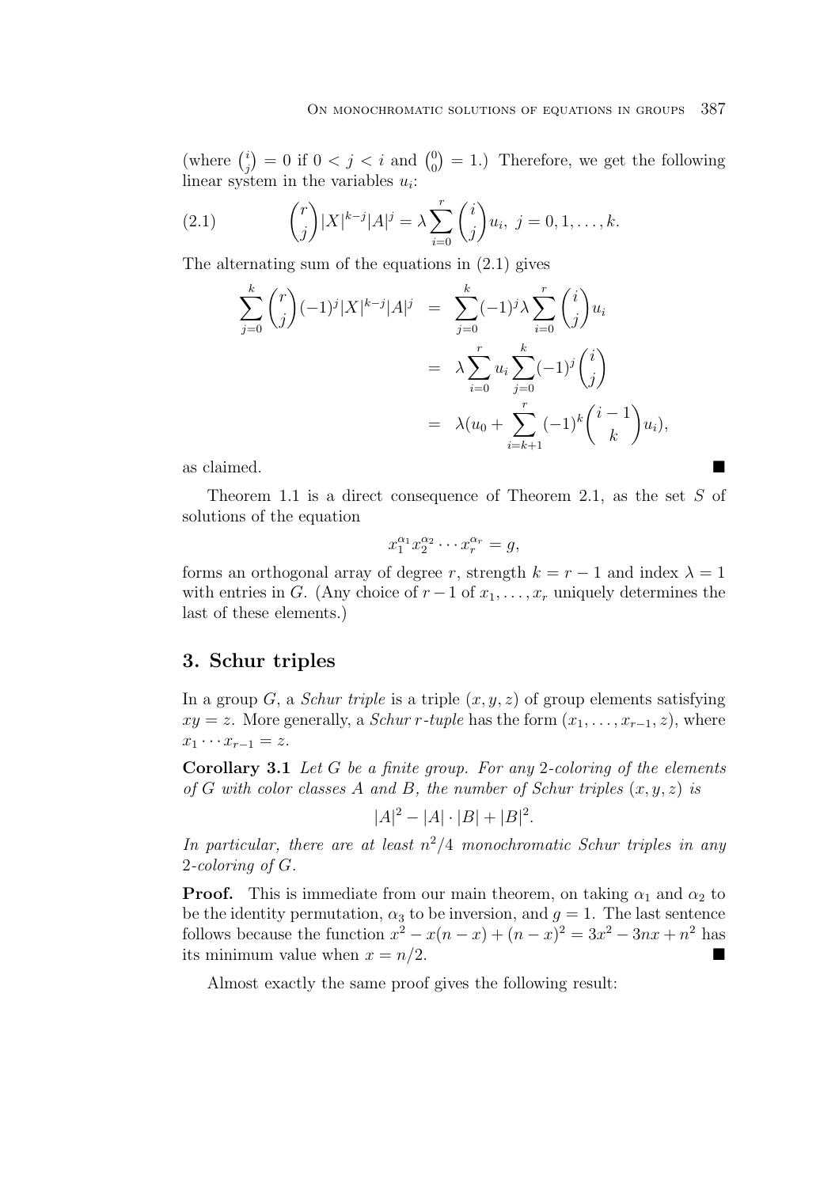(where $\binom{i}{j} = 0$ if $0 < j < i$ and $\binom{0}{0} = 1$.) Therefore, we get the following linear system in the variables $u_i$:

$$\binom{r}{j}|X|^{k-j}|A|^j = \lambda \sum_{i=0}^{r} \binom{i}{j} u_i, \; j = 0, 1, \ldots, k. \tag{2.1}$$

The alternating sum of the equations in (2.1) gives

$$\begin{aligned}
\sum_{j=0}^{k} \binom{r}{j}(-1)^j |X|^{k-j}|A|^j &= \sum_{j=0}^{k} (-1)^j \lambda \sum_{i=0}^{r} \binom{i}{j} u_i \\
&= \lambda \sum_{i=0}^{r} u_i \sum_{j=0}^{k} (-1)^j \binom{i}{j} \\
&= \lambda (u_0 + \sum_{i=k+1}^{r} (-1)^k \binom{i-1}{k} u_i),
\end{aligned}$$

as claimed. ∎

Theorem 1.1 is a direct consequence of Theorem 2.1, as the set $S$ of solutions of the equation

$$x_1^{\alpha_1} x_2^{\alpha_2} \cdots x_r^{\alpha_r} = g,$$

forms an orthogonal array of degree $r$, strength $k = r - 1$ and index $\lambda = 1$ with entries in $G$. (Any choice of $r - 1$ of $x_1, \ldots, x_r$ uniquely determines the last of these elements.)

## 3. Schur triples

In a group $G$, a *Schur triple* is a triple $(x, y, z)$ of group elements satisfying $xy = z$. More generally, a *Schur $r$-tuple* has the form $(x_1, \ldots, x_{r-1}, z)$, where $x_1 \cdots x_{r-1} = z$.

**Corollary 3.1** *Let $G$ be a finite group. For any 2-coloring of the elements of $G$ with color classes $A$ and $B$, the number of Schur triples $(x, y, z)$ is*

$$|A|^2 - |A| \cdot |B| + |B|^2.$$

*In particular, there are at least $n^2/4$ monochromatic Schur triples in any 2-coloring of $G$.*

**Proof.** This is immediate from our main theorem, on taking $\alpha_1$ and $\alpha_2$ to be the identity permutation, $\alpha_3$ to be inversion, and $g = 1$. The last sentence follows because the function $x^2 - x(n - x) + (n - x)^2 = 3x^2 - 3nx + n^2$ has its minimum value when $x = n/2$. ∎

Almost exactly the same proof gives the following result: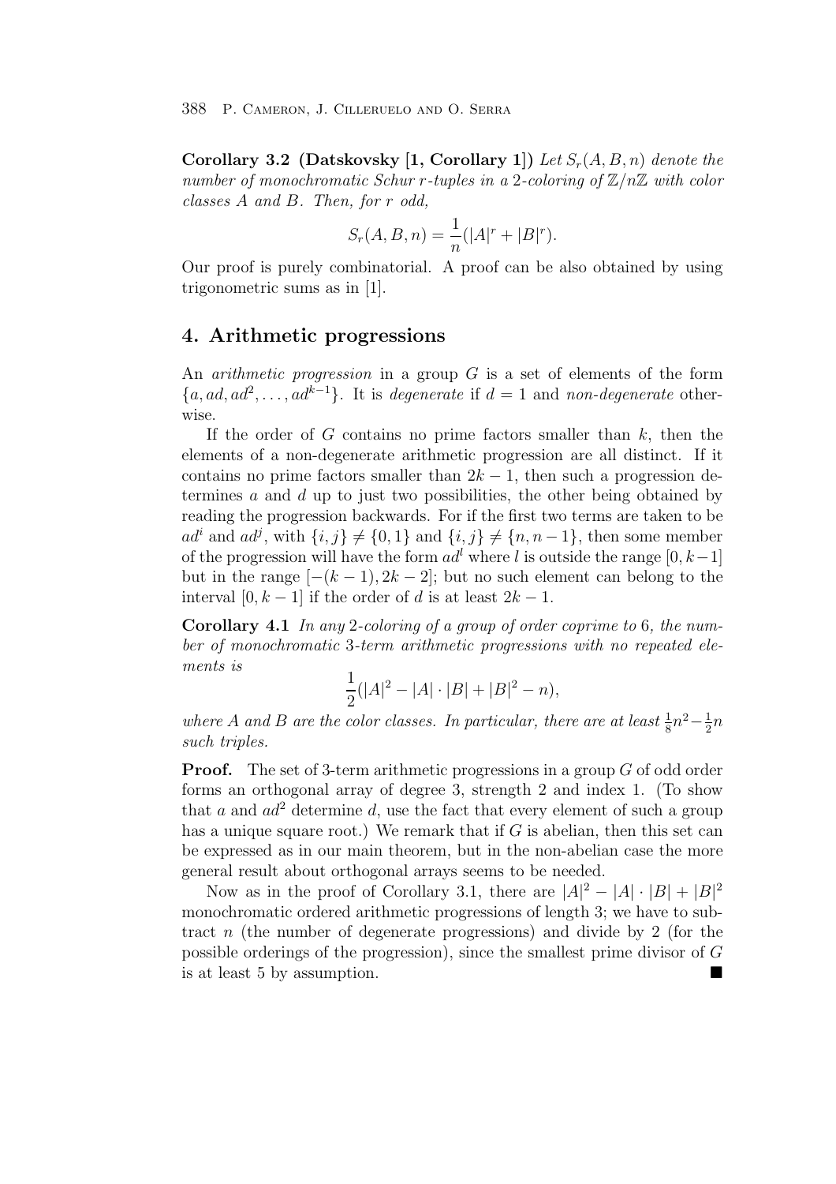**Corollary 3.2 (Datskovsky [1, Corollary 1])** *Let $S_r(A, B, n)$ denote the number of monochromatic Schur $r$-tuples in a 2-coloring of $\mathbb{Z}/n\mathbb{Z}$ with color classes $A$ and $B$. Then, for $r$ odd,*

$$S_r(A, B, n) = \frac{1}{n}(|A|^r + |B|^r).$$

Our proof is purely combinatorial. A proof can be also obtained by using trigonometric sums as in [1].

## 4. Arithmetic progressions

An *arithmetic progression* in a group $G$ is a set of elements of the form $\{a, ad, ad^2, \ldots, ad^{k-1}\}$. It is *degenerate* if $d = 1$ and *non-degenerate* otherwise.

If the order of $G$ contains no prime factors smaller than $k$, then the elements of a non-degenerate arithmetic progression are all distinct. If it contains no prime factors smaller than $2k - 1$, then such a progression determines $a$ and $d$ up to just two possibilities, the other being obtained by reading the progression backwards. For if the first two terms are taken to be $ad^i$ and $ad^j$, with $\{i, j\} \neq \{0, 1\}$ and $\{i, j\} \neq \{n, n-1\}$, then some member of the progression will have the form $ad^l$ where $l$ is outside the range $[0, k-1]$ but in the range $[-(k-1), 2k-2]$; but no such element can belong to the interval $[0, k-1]$ if the order of $d$ is at least $2k - 1$.

**Corollary 4.1** *In any 2-coloring of a group of order coprime to 6, the number of monochromatic 3-term arithmetic progressions with no repeated elements is*

$$\frac{1}{2}(|A|^2 - |A| \cdot |B| + |B|^2 - n),$$

*where $A$ and $B$ are the color classes. In particular, there are at least $\frac{1}{8}n^2 - \frac{1}{2}n$ such triples.*

**Proof.** The set of 3-term arithmetic progressions in a group $G$ of odd order forms an orthogonal array of degree 3, strength 2 and index 1. (To show that $a$ and $ad^2$ determine $d$, use the fact that every element of such a group has a unique square root.) We remark that if $G$ is abelian, then this set can be expressed as in our main theorem, but in the non-abelian case the more general result about orthogonal arrays seems to be needed.

Now as in the proof of Corollary 3.1, there are $|A|^2 - |A| \cdot |B| + |B|^2$ monochromatic ordered arithmetic progressions of length 3; we have to subtract $n$ (the number of degenerate progressions) and divide by 2 (for the possible orderings of the progression), since the smallest prime divisor of $G$ is at least 5 by assumption. ■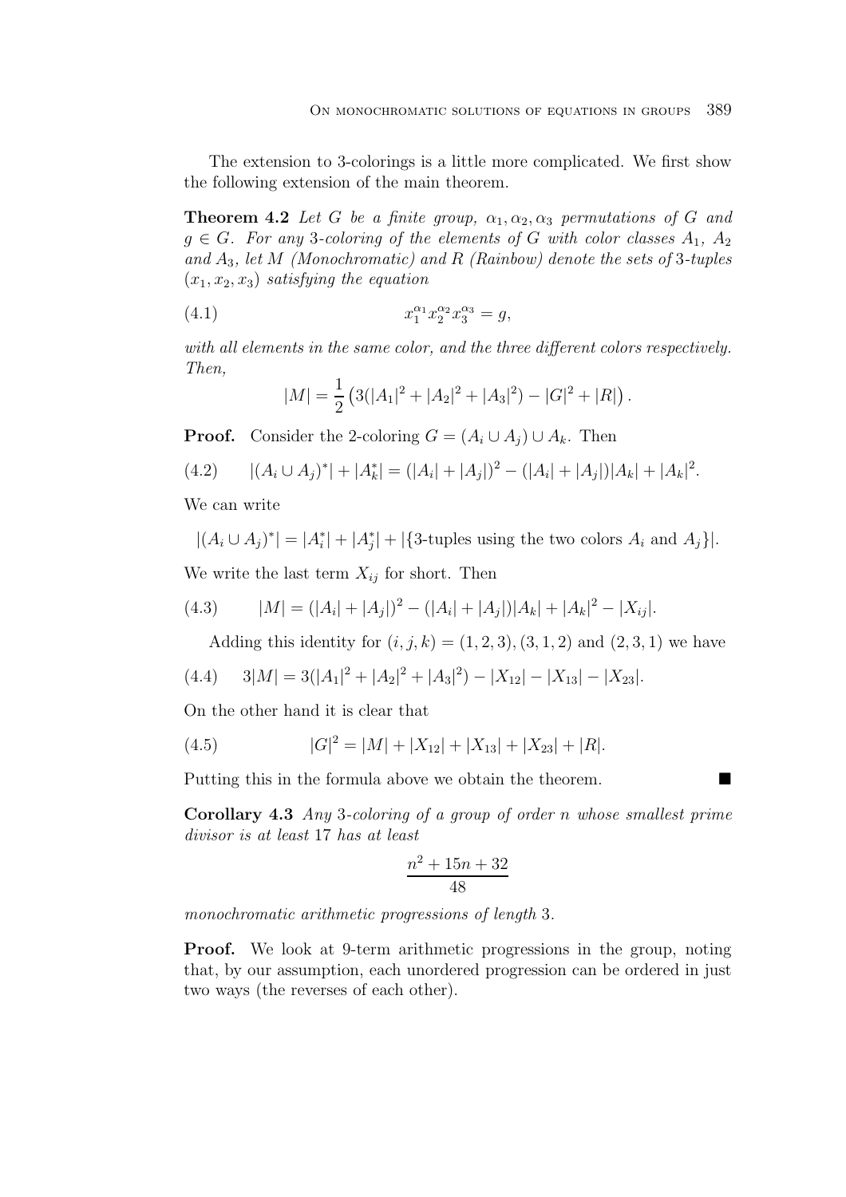The extension to 3-colorings is a little more complicated. We first show the following extension of the main theorem.

**Theorem 4.2** *Let $G$ be a finite group, $\alpha_1, \alpha_2, \alpha_3$ permutations of $G$ and $g \in G$. For any 3-coloring of the elements of $G$ with color classes $A_1$, $A_2$ and $A_3$, let $M$ (Monochromatic) and $R$ (Rainbow) denote the sets of 3-tuples $(x_1, x_2, x_3)$ satisfying the equation*

$$x_1^{\alpha_1} x_2^{\alpha_2} x_3^{\alpha_3} = g, \tag{4.1}$$

*with all elements in the same color, and the three different colors respectively. Then,*

$$|M| = \frac{1}{2}\left(3(|A_1|^2 + |A_2|^2 + |A_3|^2) - |G|^2 + |R|\right).$$

**Proof.** Consider the 2-coloring $G = (A_i \cup A_j) \cup A_k$. Then

$$|(A_i \cup A_j)^*| + |A_k^*| = (|A_i| + |A_j|)^2 - (|A_i| + |A_j|)|A_k| + |A_k|^2. \tag{4.2}$$

We can write

$$|(A_i \cup A_j)^*| = |A_i^*| + |A_j^*| + |\{\text{3-tuples using the two colors } A_i \text{ and } A_j\}|.$$

We write the last term $X_{ij}$ for short. Then

$$|M| = (|A_i| + |A_j|)^2 - (|A_i| + |A_j|)|A_k| + |A_k|^2 - |X_{ij}|. \tag{4.3}$$

Adding this identity for $(i, j, k) = (1, 2, 3), (3, 1, 2)$ and $(2, 3, 1)$ we have

$$3|M| = 3(|A_1|^2 + |A_2|^2 + |A_3|^2) - |X_{12}| - |X_{13}| - |X_{23}|. \tag{4.4}$$

On the other hand it is clear that

$$|G|^2 = |M| + |X_{12}| + |X_{13}| + |X_{23}| + |R|. \tag{4.5}$$

Putting this in the formula above we obtain the theorem. ■

**Corollary 4.3** *Any 3-coloring of a group of order $n$ whose smallest prime divisor is at least 17 has at least*

$$\frac{n^2 + 15n + 32}{48}$$

*monochromatic arithmetic progressions of length 3.*

**Proof.** We look at 9-term arithmetic progressions in the group, noting that, by our assumption, each unordered progression can be ordered in just two ways (the reverses of each other).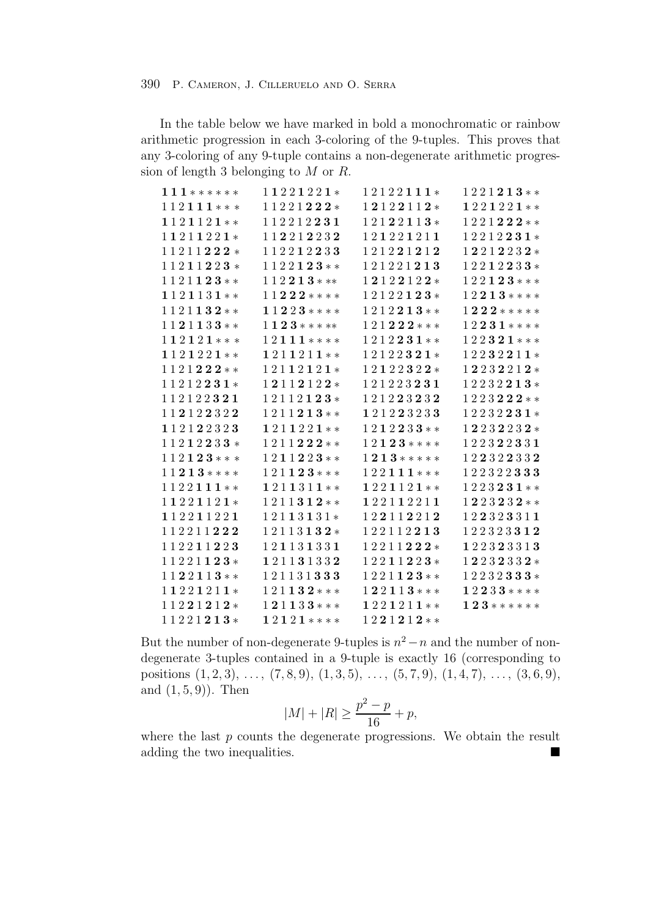In the table below we have marked in bold a monochromatic or rainbow arithmetic progression in each 3-coloring of the 9-tuples. This proves that any 3-coloring of any 9-tuple contains a non-degenerate arithmetic progression of length 3 belonging to $M$ or $R$.

| | | | |
|---|---|---|---|
| $\mathbf{111}******$ | $1\mathbf{1}22\mathbf{1}22\mathbf{1}*$ | $12122\mathbf{111}*$ | $1221\mathbf{213}**$ |
| $112\mathbf{111}***$ | $11221\mathbf{222}*$ | $1\mathbf{2}12\mathbf{2}11\mathbf{2}*$ | $\mathbf{1}22\mathbf{1}22\mathbf{1}**$ |
| $\mathbf{1}12\mathbf{1}12\mathbf{1}**$ | $112212\mathbf{231}$ | $121\mathbf{2}2\mathbf{1}1\mathbf{3}*$ | $1221\mathbf{222}**$ |
| $1\mathbf{1}21\mathbf{1}22\mathbf{1}*$ | $11\mathbf{2}21\mathbf{2}23\mathbf{2}$ | $12\mathbf{1}22\mathbf{1}21\mathbf{1}$ | $12212\mathbf{231}*$ |
| $11211\mathbf{222}*$ | $1122\mathbf{1}2\mathbf{2}3\mathbf{3}$ | $1212\mathbf{2}1\mathbf{2}1\mathbf{2}$ | $1\mathbf{2}21\mathbf{2}23\mathbf{2}*$ |
| $112\mathbf{1}1\mathbf{2}2\mathbf{3}*$ | $1122\mathbf{123}**$ | $121221\mathbf{213}$ | $122\mathbf{1}2\mathbf{2}3\mathbf{3}*$ |
| $1121\mathbf{123}**$ | $112\mathbf{213}***$ | $1\mathbf{2}12\mathbf{2}12\mathbf{2}*$ | $122\mathbf{123}***$ |
| $\mathbf{1}12\mathbf{1}13\mathbf{1}**$ | $11\mathbf{222}****$ | $12122\mathbf{123}*$ | $12\mathbf{213}****$ |
| $1121\mathbf{132}**$ | $\mathbf{1}1\mathbf{2}2\mathbf{3}****$ | $1212\mathbf{213}**$ | $1\mathbf{222}*****$ |
| $11\mathbf{2}1\mathbf{1}3\mathbf{3}**$ | $1\mathbf{123}*****$ | $121\mathbf{222}***$ | $12\mathbf{231}****$ |
| $1\mathbf{1}2\mathbf{1}2\mathbf{1}***$ | $12\mathbf{111}****$ | $1212\mathbf{231}**$ | $122\mathbf{321}***$ |
| $\mathbf{1}12\mathbf{1}22\mathbf{1}**$ | $\mathbf{1}21\mathbf{1}21\mathbf{1}**$ | $12122\mathbf{321}*$ | $122\mathbf{3}2\mathbf{2}1\mathbf{1}*$ |
| $1121\mathbf{222}**$ | $121\mathbf{1}2\mathbf{1}2\mathbf{1}*$ | $12\mathbf{1}22\mathbf{322}*$ | $1\mathbf{2}23\mathbf{2}21\mathbf{2}*$ |
| $11212\mathbf{231}*$ | $1\mathbf{2}11\mathbf{2}12\mathbf{2}*$ | $121223\mathbf{231}$ | $12232\mathbf{213}*$ |
| $112122\mathbf{321}$ | $12112\mathbf{123}*$ | $1212\mathbf{2}3\mathbf{2}3\mathbf{2}$ | $1223\mathbf{222}**$ |
| $11\mathbf{2}12\mathbf{2}32\mathbf{2}$ | $1211\mathbf{213}**$ | $\mathbf{1}212\mathbf{2}323\mathbf{3}$ | $12232\mathbf{231}*$ |
| $\mathbf{1}121\mathbf{2}232\mathbf{3}$ | $\mathbf{1}21\mathbf{1}22\mathbf{1}**$ | $12\mathbf{1}2\mathbf{2}3\mathbf{3}**$ | $1\mathbf{2}23\mathbf{2}23\mathbf{2}*$ |
| $112\mathbf{1}2\mathbf{2}3\mathbf{3}*$ | $1211\mathbf{222}**$ | $12\mathbf{123}****$ | $1223\mathbf{2}2\mathbf{3}3\mathbf{1}$ |
| $112\mathbf{123}***$ | $12\mathbf{1}1\mathbf{2}2\mathbf{3}**$ | $1\mathbf{213}*****$ | $12\mathbf{2}32\mathbf{2}33\mathbf{2}$ |
| $11\mathbf{213}****$ | $121\mathbf{123}***$ | $122\mathbf{111}***$ | $122322\mathbf{333}$ |
| $1122\mathbf{111}**$ | $\mathbf{1}21\mathbf{1}31\mathbf{1}**$ | $\mathbf{1}22\mathbf{1}12\mathbf{1}**$ | $1223\mathbf{231}**$ |
| $1\mathbf{1}22\mathbf{1}12\mathbf{1}*$ | $1211\mathbf{312}**$ | $\mathbf{1}221\mathbf{1}221\mathbf{1}$ | $1\mathbf{2}2\mathbf{3}2\mathbf{3}2**$ |
| $\mathbf{1}122\mathbf{1}122\mathbf{1}$ | $121\mathbf{1}3\mathbf{1}3\mathbf{1}*$ | $12\mathbf{2}11\mathbf{2}21\mathbf{2}$ | $12\mathbf{2}32\mathbf{3}31\mathbf{1}$ |
| $112211\mathbf{222}$ | $12\mathbf{1}13\mathbf{1}33\mathbf{1}$ | $122112\mathbf{213}$ | $122323\mathbf{312}$ |
| $1122\mathbf{1}1\mathbf{2}2\mathbf{3}$ | $\mathbf{1}211\mathbf{3}133\mathbf{2}$ | $12211\mathbf{222}*$ | $\mathbf{1}223\mathbf{2}331\mathbf{3}$ |
| $11221\mathbf{123}*$ | $121131\mathbf{333}$ | $122\mathbf{1}1\mathbf{2}2\mathbf{3}*$ | $1\mathbf{2}23\mathbf{2}33\mathbf{2}*$ |
| $11\mathbf{2}2\mathbf{1}1\mathbf{3}**$ | $121\mathbf{132}***$ | $1221\mathbf{123}**$ | $12232\mathbf{333}*$ |
| $1\mathbf{1}22\mathbf{1}21\mathbf{1}*$ | $1\mathbf{2}1\mathbf{1}3\mathbf{3}***$ | $1\mathbf{2}2\mathbf{1}1\mathbf{3}***$ | $\mathbf{1}2\mathbf{2}3\mathbf{3}****$ |
| $112\mathbf{2}1\mathbf{2}1\mathbf{2}*$ | $\mathbf{1}2\mathbf{1}2\mathbf{1}****$ | $\mathbf{1}22\mathbf{1}21\mathbf{1}**$ | $\mathbf{123}******$ |
| $11221\mathbf{213}*$ | | $12\mathbf{2}1\mathbf{2}1\mathbf{2}**$ | |

But the number of non-degenerate 9-tuples is $n^2 - n$ and the number of non-degenerate 3-tuples contained in a 9-tuple is exactly 16 (corresponding to positions $(1,2,3)$, $\ldots$, $(7,8,9)$, $(1,3,5)$, $\ldots$, $(5,7,9)$, $(1,4,7)$, $\ldots$, $(3,6,9)$, and $(1,5,9)$). Then

$$|M| + |R| \geq \frac{p^2 - p}{16} + p,$$

where the last $p$ counts the degenerate progressions. We obtain the result adding the two inequalities. ■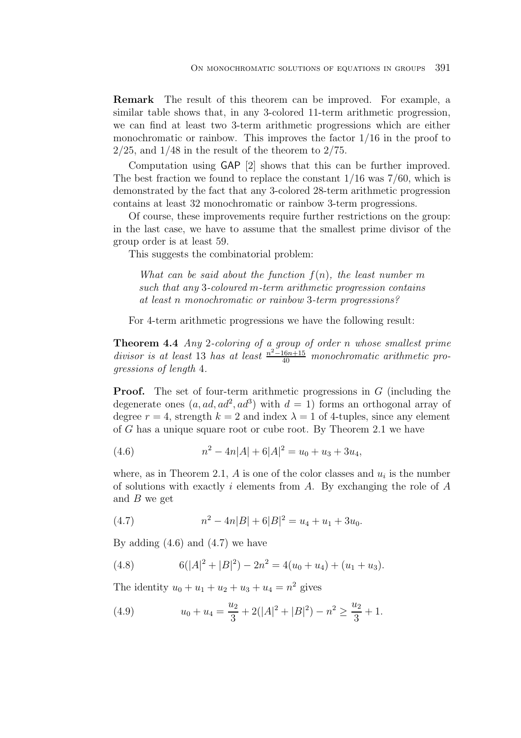**Remark** The result of this theorem can be improved. For example, a similar table shows that, in any 3-colored 11-term arithmetic progression, we can find at least two 3-term arithmetic progressions which are either monochromatic or rainbow. This improves the factor $1/16$ in the proof to $2/25$, and $1/48$ in the result of the theorem to $2/75$.

Computation using GAP [2] shows that this can be further improved. The best fraction we found to replace the constant $1/16$ was $7/60$, which is demonstrated by the fact that any 3-colored 28-term arithmetic progression contains at least 32 monochromatic or rainbow 3-term progressions.

Of course, these improvements require further restrictions on the group: in the last case, we have to assume that the smallest prime divisor of the group order is at least 59.

This suggests the combinatorial problem:

> *What can be said about the function $f(n)$, the least number $m$ such that any 3-coloured $m$-term arithmetic progression contains at least $n$ monochromatic or rainbow 3-term progressions?*

For 4-term arithmetic progressions we have the following result:

**Theorem 4.4** *Any 2-coloring of a group of order $n$ whose smallest prime divisor is at least 13 has at least $\frac{n^2-16n+15}{40}$ monochromatic arithmetic progressions of length 4.*

**Proof.** The set of four-term arithmetic progressions in $G$ (including the degenerate ones $(a, ad, ad^2, ad^3)$ with $d = 1$) forms an orthogonal array of degree $r = 4$, strength $k = 2$ and index $\lambda = 1$ of 4-tuples, since any element of $G$ has a unique square root or cube root. By Theorem 2.1 we have

$$n^2 - 4n|A| + 6|A|^2 = u_0 + u_3 + 3u_4, \tag{4.6}$$

where, as in Theorem 2.1, $A$ is one of the color classes and $u_i$ is the number of solutions with exactly $i$ elements from $A$. By exchanging the role of $A$ and $B$ we get

$$n^2 - 4n|B| + 6|B|^2 = u_4 + u_1 + 3u_0. \tag{4.7}$$

By adding (4.6) and (4.7) we have

$$6(|A|^2 + |B|^2) - 2n^2 = 4(u_0 + u_4) + (u_1 + u_3). \tag{4.8}$$

The identity $u_0 + u_1 + u_2 + u_3 + u_4 = n^2$ gives

$$u_0 + u_4 = \frac{u_2}{3} + 2(|A|^2 + |B|^2) - n^2 \geq \frac{u_2}{3} + 1. \tag{4.9}$$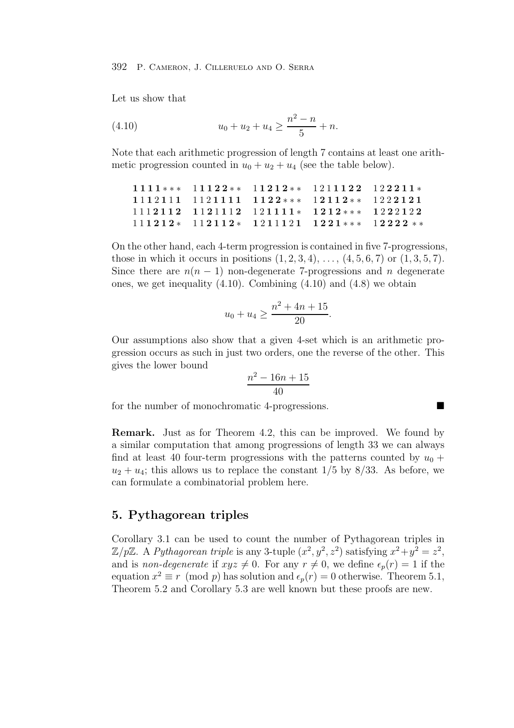Let us show that

$$u_0 + u_2 + u_4 \geq \frac{n^2 - n}{5} + n. \tag{4.10}$$

Note that each arithmetic progression of length 7 contains at least one arithmetic progression counted in $u_0 + u_2 + u_4$ (see the table below).

| | | | | |
|---|---|---|---|---|
| **1111**∗∗∗ | 1**1122**∗∗ | 1**1212**∗∗ | 121**1122** | 12**2211**∗ |
| **111**2**111** | 112**1111** | **1122**∗∗∗ | 1**2112**∗∗ | 122**2121** |
| 111**2112** | **11**2**1**11**2** | 12**1111**∗ | **1212**∗∗∗ | **12**2**21**22 |
| 11**1212**∗ | 11**2112**∗ | **1**2**1**1**1**2**1** | **1221**∗∗∗ | 1**2222** ∗∗ |

On the other hand, each 4-term progression is contained in five 7-progressions, those in which it occurs in positions $(1, 2, 3, 4), \ldots, (4, 5, 6, 7)$ or $(1, 3, 5, 7)$. Since there are $n(n-1)$ non-degenerate 7-progressions and $n$ degenerate ones, we get inequality (4.10). Combining (4.10) and (4.8) we obtain

$$u_0 + u_4 \geq \frac{n^2 + 4n + 15}{20}.$$

Our assumptions also show that a given 4-set which is an arithmetic progression occurs as such in just two orders, one the reverse of the other. This gives the lower bound

$$\frac{n^2 - 16n + 15}{40}$$

for the number of monochromatic 4-progressions. ■

**Remark.** Just as for Theorem 4.2, this can be improved. We found by a similar computation that among progressions of length 33 we can always find at least 40 four-term progressions with the patterns counted by $u_0 + u_2 + u_4$; this allows us to replace the constant $1/5$ by $8/33$. As before, we can formulate a combinatorial problem here.

## 5. Pythagorean triples

Corollary 3.1 can be used to count the number of Pythagorean triples in $\mathbb{Z}/p\mathbb{Z}$. A *Pythagorean triple* is any 3-tuple $(x^2, y^2, z^2)$ satisfying $x^2+y^2 = z^2$, and is *non-degenerate* if $xyz \neq 0$. For any $r \neq 0$, we define $\epsilon_p(r) = 1$ if the equation $x^2 \equiv r \pmod{p}$ has solution and $\epsilon_p(r) = 0$ otherwise. Theorem 5.1, Theorem 5.2 and Corollary 5.3 are well known but these proofs are new.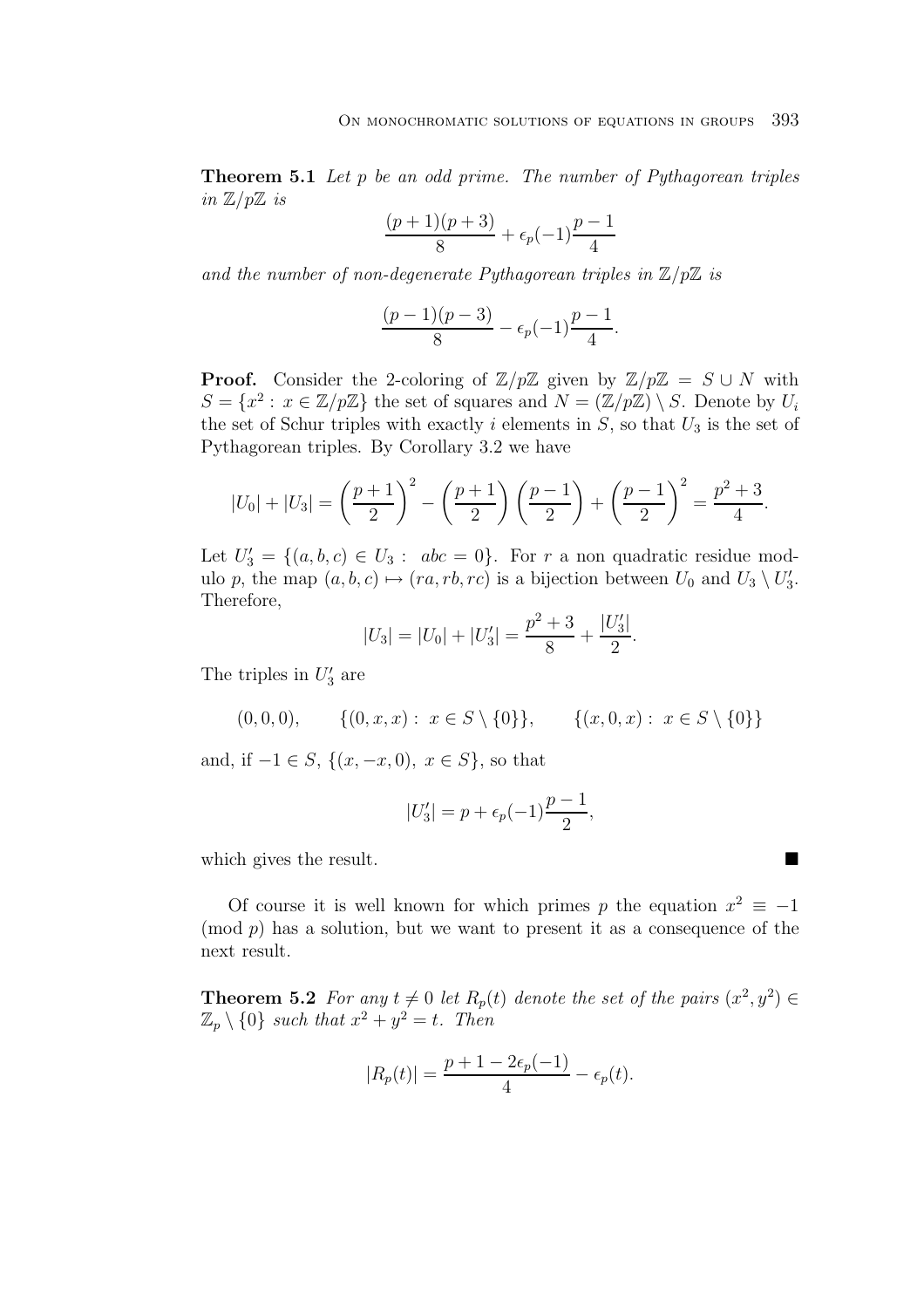**Theorem 5.1** *Let $p$ be an odd prime. The number of Pythagorean triples in $\mathbb{Z}/p\mathbb{Z}$ is*

$$\frac{(p+1)(p+3)}{8} + \epsilon_p(-1)\frac{p-1}{4}$$

*and the number of non-degenerate Pythagorean triples in $\mathbb{Z}/p\mathbb{Z}$ is*

$$\frac{(p-1)(p-3)}{8} - \epsilon_p(-1)\frac{p-1}{4}.$$

**Proof.** Consider the 2-coloring of $\mathbb{Z}/p\mathbb{Z}$ given by $\mathbb{Z}/p\mathbb{Z} = S \cup N$ with $S = \{x^2 : x \in \mathbb{Z}/p\mathbb{Z}\}$ the set of squares and $N = (\mathbb{Z}/p\mathbb{Z}) \setminus S$. Denote by $U_i$ the set of Schur triples with exactly $i$ elements in $S$, so that $U_3$ is the set of Pythagorean triples. By Corollary 3.2 we have

$$|U_0| + |U_3| = \left(\frac{p+1}{2}\right)^2 - \left(\frac{p+1}{2}\right)\left(\frac{p-1}{2}\right) + \left(\frac{p-1}{2}\right)^2 = \frac{p^2+3}{4}.$$

Let $U_3' = \{(a,b,c) \in U_3 : \; abc = 0\}$. For $r$ a non quadratic residue modulo $p$, the map $(a,b,c) \mapsto (ra, rb, rc)$ is a bijection between $U_0$ and $U_3 \setminus U_3'$. Therefore,

$$|U_3| = |U_0| + |U_3'| = \frac{p^2+3}{8} + \frac{|U_3'|}{2}.$$

The triples in $U_3'$ are

$$(0,0,0), \qquad \{(0,x,x) : \; x \in S \setminus \{0\}\}, \qquad \{(x,0,x) : \; x \in S \setminus \{0\}\}$$

and, if $-1 \in S$, $\{(x,-x,0), \; x \in S\}$, so that

$$|U_3'| = p + \epsilon_p(-1)\frac{p-1}{2},$$

which gives the result. ■

Of course it is well known for which primes $p$ the equation $x^2 \equiv -1 \pmod{p}$ has a solution, but we want to present it as a consequence of the next result.

**Theorem 5.2** *For any $t \neq 0$ let $R_p(t)$ denote the set of the pairs $(x^2, y^2) \in \mathbb{Z}_p \setminus \{0\}$ such that $x^2 + y^2 = t$. Then*

$$|R_p(t)| = \frac{p + 1 - 2\epsilon_p(-1)}{4} - \epsilon_p(t).$$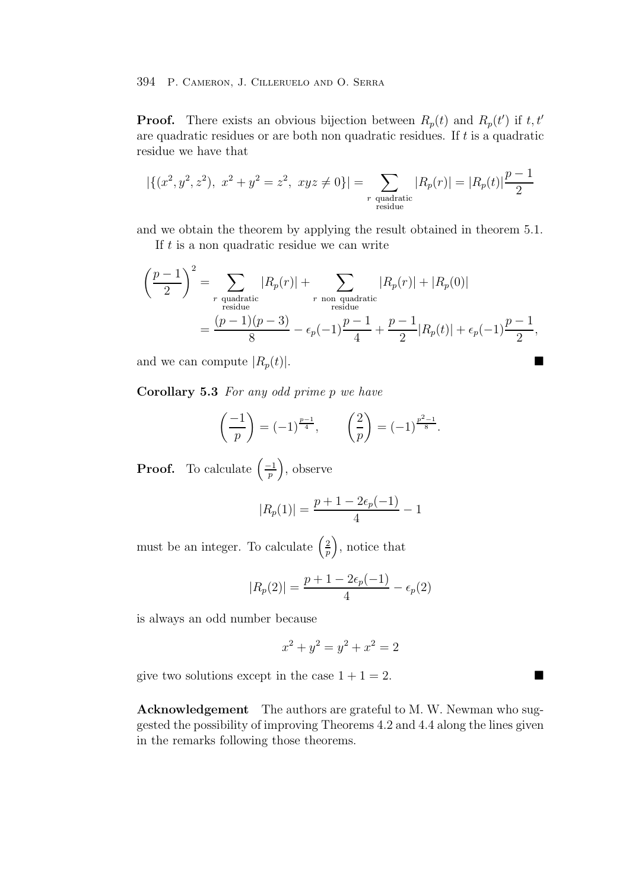**Proof.** There exists an obvious bijection between $R_p(t)$ and $R_p(t')$ if $t, t'$ are quadratic residues or are both non quadratic residues. If $t$ is a quadratic residue we have that

$$|\{(x^2, y^2, z^2),\ x^2 + y^2 = z^2,\ xyz \neq 0\}| = \sum_{\substack{r \text{ quadratic} \\ \text{residue}}} |R_p(r)| = |R_p(t)| \frac{p-1}{2}$$

and we obtain the theorem by applying the result obtained in theorem 5.1.

If $t$ is a non quadratic residue we can write

$$\begin{aligned}
\left(\frac{p-1}{2}\right)^2 &= \sum_{\substack{r \text{ quadratic} \\ \text{residue}}} |R_p(r)| + \sum_{\substack{r \text{ non quadratic} \\ \text{residue}}} |R_p(r)| + |R_p(0)| \\
&= \frac{(p-1)(p-3)}{8} - \epsilon_p(-1)\frac{p-1}{4} + \frac{p-1}{2}|R_p(t)| + \epsilon_p(-1)\frac{p-1}{2},
\end{aligned}$$

and we can compute $|R_p(t)|$. ■

**Corollary 5.3** *For any odd prime $p$ we have*

$$\left(\frac{-1}{p}\right) = (-1)^{\frac{p-1}{4}}, \qquad \left(\frac{2}{p}\right) = (-1)^{\frac{p^2-1}{8}}.$$

**Proof.** To calculate $\left(\frac{-1}{p}\right)$, observe

$$|R_p(1)| = \frac{p + 1 - 2\epsilon_p(-1)}{4} - 1$$

must be an integer. To calculate $\left(\frac{2}{p}\right)$, notice that

$$|R_p(2)| = \frac{p + 1 - 2\epsilon_p(-1)}{4} - \epsilon_p(2)$$

is always an odd number because

$$x^2 + y^2 = y^2 + x^2 = 2$$

give two solutions except in the case $1 + 1 = 2$. ■

**Acknowledgement** The authors are grateful to M. W. Newman who suggested the possibility of improving Theorems 4.2 and 4.4 along the lines given in the remarks following those theorems.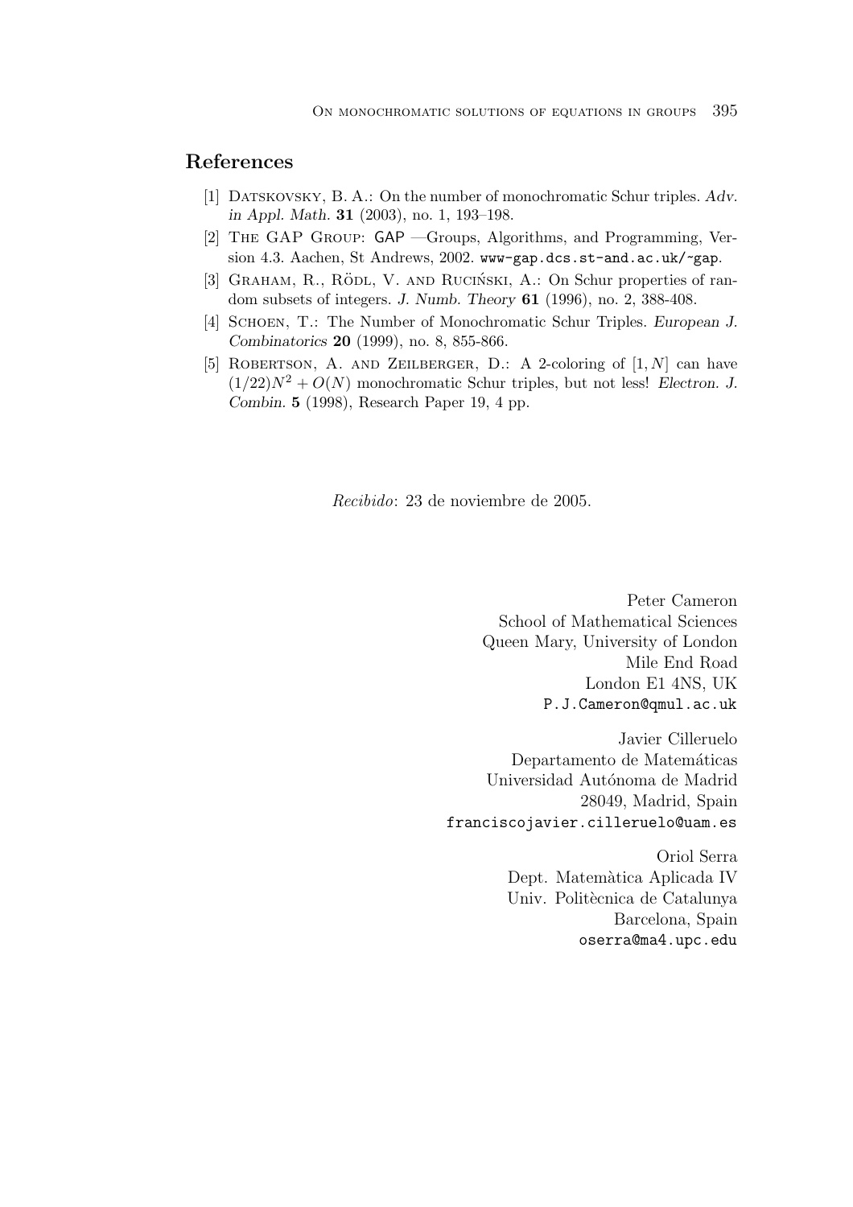## References

[1] Datskovsky, B. A.: On the number of monochromatic Schur triples. *Adv. in Appl. Math.* **31** (2003), no. 1, 193–198.

[2] The GAP Group: GAP —Groups, Algorithms, and Programming, Version 4.3. Aachen, St Andrews, 2002. www-gap.dcs.st-and.ac.uk/~gap.

[3] Graham, R., Rödl, V. and Ruciński, A.: On Schur properties of random subsets of integers. *J. Numb. Theory* **61** (1996), no. 2, 388-408.

[4] Schoen, T.: The Number of Monochromatic Schur Triples. *European J. Combinatorics* **20** (1999), no. 8, 855-866.

[5] Robertson, A. and Zeilberger, D.: A 2-coloring of $[1, N]$ can have $(1/22)N^2 + O(N)$ monochromatic Schur triples, but not less! *Electron. J. Combin.* **5** (1998), Research Paper 19, 4 pp.

*Recibido*: 23 de noviembre de 2005.

Peter Cameron
School of Mathematical Sciences
Queen Mary, University of London
Mile End Road
London E1 4NS, UK
P.J.Cameron@qmul.ac.uk

Javier Cilleruelo
Departamento de Matemáticas
Universidad Autónoma de Madrid
28049, Madrid, Spain
franciscojavier.cilleruelo@uam.es

Oriol Serra
Dept. Matemàtica Aplicada IV
Univ. Politècnica de Catalunya
Barcelona, Spain
oserra@ma4.upc.edu